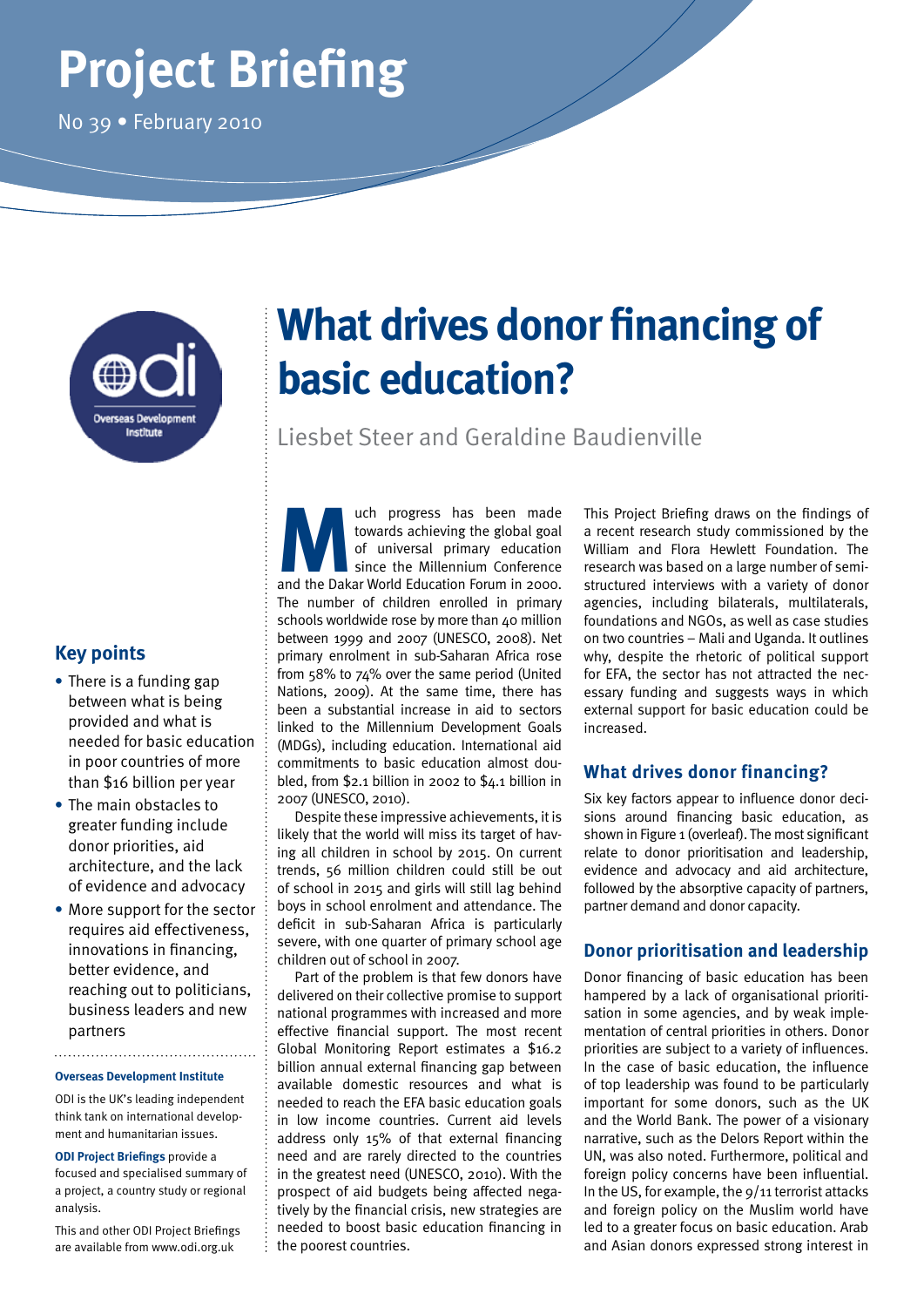# Project Briefing

No 39 • February 2010

# What drives donor financing of basic education?

Liesbet Steer and Geraldine Baudienville

## Key points

- There is a funding gap between what is being provided and what is needed for basic education in poor countries of more than $16 billion per year
- The main obstacles to greater funding include donor priorities, aid architecture, and the lack of evidence and advocacy
- More support for the sector requires aid effectiveness, innovations in financing, better evidence, and reaching out to politicians, business leaders and new partners

**Overseas Development Institute**

ODI is the UK's leading independent think tank on international development and humanitarian issues.

**ODI Project Briefings** provide a focused and specialised summary of a project, a country study or regional analysis.

This and other ODI Project Briefings are available from www.odi.org.uk

Much progress has been made towards achieving the global goal of universal primary education since the Millennium Conference and the Dakar World Education Forum in 2000. The number of children enrolled in primary schools worldwide rose by more than 40 million between 1999 and 2007 (UNESCO, 2008). Net primary enrolment in sub-Saharan Africa rose from 58% to 74% over the same period (United Nations, 2009). At the same time, there has been a substantial increase in aid to sectors linked to the Millennium Development Goals (MDGs), including education. International aid commitments to basic education almost doubled, from $2.1 billion in 2002 to $4.1 billion in 2007 (UNESCO, 2010).

Despite these impressive achievements, it is likely that the world will miss its target of having all children in school by 2015. On current trends, 56 million children could still be out of school in 2015 and girls will still lag behind boys in school enrolment and attendance. The deficit in sub-Saharan Africa is particularly severe, with one quarter of primary school age children out of school in 2007.

Part of the problem is that few donors have delivered on their collective promise to support national programmes with increased and more effective financial support. The most recent Global Monitoring Report estimates a $16.2 billion annual external financing gap between available domestic resources and what is needed to reach the EFA basic education goals in low income countries. Current aid levels address only 15% of that external financing need and are rarely directed to the countries in the greatest need (UNESCO, 2010). With the prospect of aid budgets being affected negatively by the financial crisis, new strategies are needed to boost basic education financing in the poorest countries.

This Project Briefing draws on the findings of a recent research study commissioned by the William and Flora Hewlett Foundation. The research was based on a large number of semi-structured interviews with a variety of donor agencies, including bilaterals, multilaterals, foundations and NGOs, as well as case studies on two countries – Mali and Uganda. It outlines why, despite the rhetoric of political support for EFA, the sector has not attracted the necessary funding and suggests ways in which external support for basic education could be increased.

## What drives donor financing?

Six key factors appear to influence donor decisions around financing basic education, as shown in Figure 1 (overleaf). The most significant relate to donor prioritisation and leadership, evidence and advocacy and aid architecture, followed by the absorptive capacity of partners, partner demand and donor capacity.

## Donor prioritisation and leadership

Donor financing of basic education has been hampered by a lack of organisational prioritisation in some agencies, and by weak implementation of central priorities in others. Donor priorities are subject to a variety of influences. In the case of basic education, the influence of top leadership was found to be particularly important for some donors, such as the UK and the World Bank. The power of a visionary narrative, such as the Delors Report within the UN, was also noted. Furthermore, political and foreign policy concerns have been influential. In the US, for example, the 9/11 terrorist attacks and foreign policy on the Muslim world have led to a greater focus on basic education. Arab and Asian donors expressed strong interest in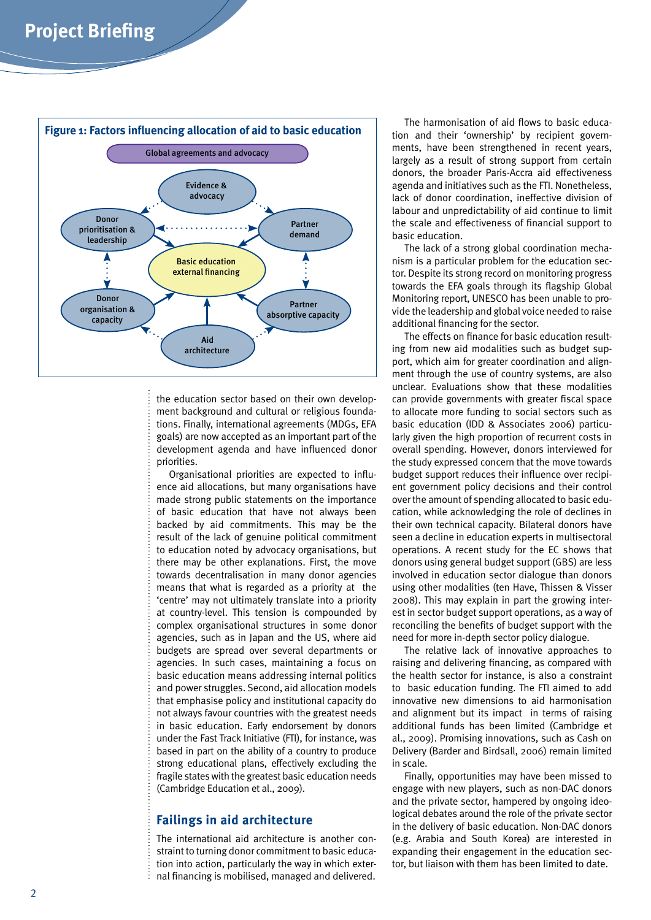**Figure 1: Factors influencing allocation of aid to basic education**

Global agreements and advocacy

Evidence & advocacy

Donor prioritisation & leadership

Partner demand

Basic education external financing

Donor organisation & capacity

Partner absorptive capacity

Aid architecture

the education sector based on their own development background and cultural or religious foundations. Finally, international agreements (MDGs, EFA goals) are now accepted as an important part of the development agenda and have influenced donor priorities.

Organisational priorities are expected to influence aid allocations, but many organisations have made strong public statements on the importance of basic education that have not always been backed by aid commitments. This may be the result of the lack of genuine political commitment to education noted by advocacy organisations, but there may be other explanations. First, the move towards decentralisation in many donor agencies means that what is regarded as a priority at the 'centre' may not ultimately translate into a priority at country-level. This tension is compounded by complex organisational structures in some donor agencies, such as in Japan and the US, where aid budgets are spread over several departments or agencies. In such cases, maintaining a focus on basic education means addressing internal politics and power struggles. Second, aid allocation models that emphasise policy and institutional capacity do not always favour countries with the greatest needs in basic education. Early endorsement by donors under the Fast Track Initiative (FTI), for instance, was based in part on the ability of a country to produce strong educational plans, effectively excluding the fragile states with the greatest basic education needs (Cambridge Education et al., 2009).

## Failings in aid architecture

The international aid architecture is another constraint to turning donor commitment to basic education into action, particularly the way in which external financing is mobilised, managed and delivered.

The harmonisation of aid flows to basic education and their 'ownership' by recipient governments, have been strengthened in recent years, largely as a result of strong support from certain donors, the broader Paris-Accra aid effectiveness agenda and initiatives such as the FTI. Nonetheless, lack of donor coordination, ineffective division of labour and unpredictability of aid continue to limit the scale and effectiveness of financial support to basic education.

The lack of a strong global coordination mechanism is a particular problem for the education sector. Despite its strong record on monitoring progress towards the EFA goals through its flagship Global Monitoring report, UNESCO has been unable to provide the leadership and global voice needed to raise additional financing for the sector.

The effects on finance for basic education resulting from new aid modalities such as budget support, which aim for greater coordination and alignment through the use of country systems, are also unclear. Evaluations show that these modalities can provide governments with greater fiscal space to allocate more funding to social sectors such as basic education (IDD & Associates 2006) particularly given the high proportion of recurrent costs in overall spending. However, donors interviewed for the study expressed concern that the move towards budget support reduces their influence over recipient government policy decisions and their control over the amount of spending allocated to basic education, while acknowledging the role of declines in their own technical capacity. Bilateral donors have seen a decline in education experts in multisectoral operations. A recent study for the EC shows that donors using general budget support (GBS) are less involved in education sector dialogue than donors using other modalities (ten Have, Thissen & Visser 2008). This may explain in part the growing interest in sector budget support operations, as a way of reconciling the benefits of budget support with the need for more in-depth sector policy dialogue.

The relative lack of innovative approaches to raising and delivering financing, as compared with the health sector for instance, is also a constraint to basic education funding. The FTI aimed to add innovative new dimensions to aid harmonisation and alignment but its impact in terms of raising additional funds has been limited (Cambridge et al., 2009). Promising innovations, such as Cash on Delivery (Barder and Birdsall, 2006) remain limited in scale.

Finally, opportunities may have been missed to engage with new players, such as non-DAC donors and the private sector, hampered by ongoing ideological debates around the role of the private sector in the delivery of basic education. Non-DAC donors (e.g. Arabia and South Korea) are interested in expanding their engagement in the education sector, but liaison with them has been limited to date.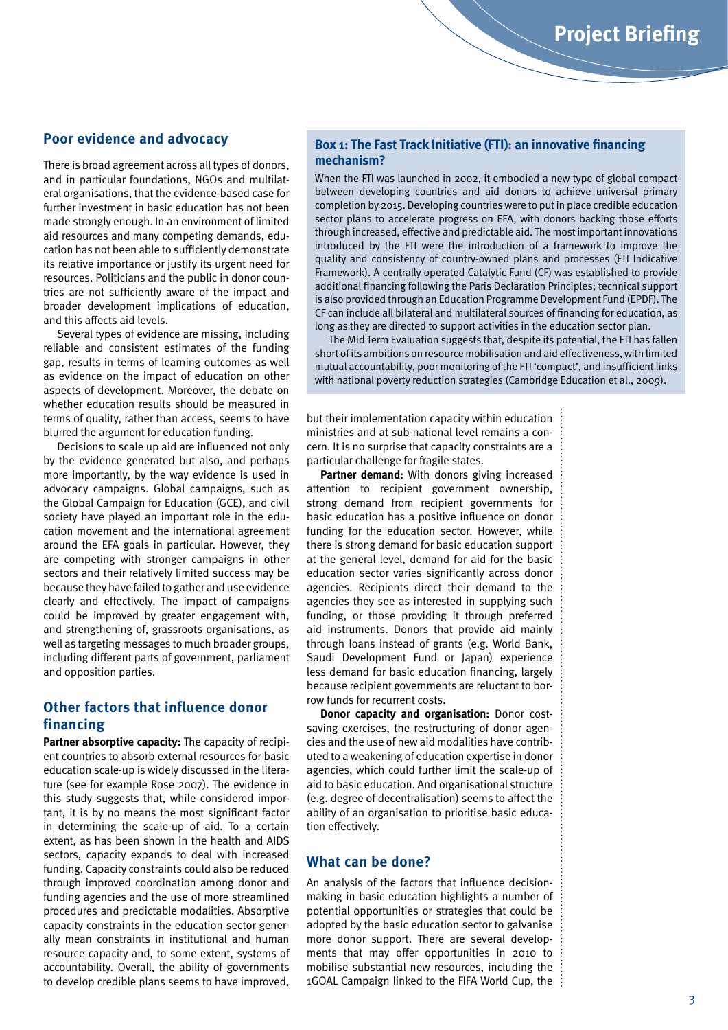## Poor evidence and advocacy

There is broad agreement across all types of donors, and in particular foundations, NGOs and multilateral organisations, that the evidence-based case for further investment in basic education has not been made strongly enough. In an environment of limited aid resources and many competing demands, education has not been able to sufficiently demonstrate its relative importance or justify its urgent need for resources. Politicians and the public in donor countries are not sufficiently aware of the impact and broader development implications of education, and this affects aid levels.

Several types of evidence are missing, including reliable and consistent estimates of the funding gap, results in terms of learning outcomes as well as evidence on the impact of education on other aspects of development. Moreover, the debate on whether education results should be measured in terms of quality, rather than access, seems to have blurred the argument for education funding.

Decisions to scale up aid are influenced not only by the evidence generated but also, and perhaps more importantly, by the way evidence is used in advocacy campaigns. Global campaigns, such as the Global Campaign for Education (GCE), and civil society have played an important role in the education movement and the international agreement around the EFA goals in particular. However, they are competing with stronger campaigns in other sectors and their relatively limited success may be because they have failed to gather and use evidence clearly and effectively. The impact of campaigns could be improved by greater engagement with, and strengthening of, grassroots organisations, as well as targeting messages to much broader groups, including different parts of government, parliament and opposition parties.

## Other factors that influence donor financing

**Partner absorptive capacity:** The capacity of recipient countries to absorb external resources for basic education scale-up is widely discussed in the literature (see for example Rose 2007). The evidence in this study suggests that, while considered important, it is by no means the most significant factor in determining the scale-up of aid. To a certain extent, as has been shown in the health and AIDS sectors, capacity expands to deal with increased funding. Capacity constraints could also be reduced through improved coordination among donor and funding agencies and the use of more streamlined procedures and predictable modalities. Absorptive capacity constraints in the education sector generally mean constraints in institutional and human resource capacity and, to some extent, systems of accountability. Overall, the ability of governments to develop credible plans seems to have improved, but their implementation capacity within education ministries and at sub-national level remains a concern. It is no surprise that capacity constraints are a particular challenge for fragile states.

**Partner demand:** With donors giving increased attention to recipient government ownership, strong demand from recipient governments for basic education has a positive influence on donor funding for the education sector. However, while there is strong demand for basic education support at the general level, demand for aid for the basic education sector varies significantly across donor agencies. Recipients direct their demand to the agencies they see as interested in supplying such funding, or those providing it through preferred aid instruments. Donors that provide aid mainly through loans instead of grants (e.g. World Bank, Saudi Development Fund or Japan) experience less demand for basic education financing, largely because recipient governments are reluctant to borrow funds for recurrent costs.

**Donor capacity and organisation:** Donor cost-saving exercises, the restructuring of donor agencies and the use of new aid modalities have contributed to a weakening of education expertise in donor agencies, which could further limit the scale-up of aid to basic education. And organisational structure (e.g. degree of decentralisation) seems to affect the ability of an organisation to prioritise basic education effectively.

### Box 1: The Fast Track Initiative (FTI): an innovative financing mechanism?

When the FTI was launched in 2002, it embodied a new type of global compact between developing countries and aid donors to achieve universal primary completion by 2015. Developing countries were to put in place credible education sector plans to accelerate progress on EFA, with donors backing those efforts through increased, effective and predictable aid. The most important innovations introduced by the FTI were the introduction of a framework to improve the quality and consistency of country-owned plans and processes (FTI Indicative Framework). A centrally operated Catalytic Fund (CF) was established to provide additional financing following the Paris Declaration Principles; technical support is also provided through an Education Programme Development Fund (EPDF). The CF can include all bilateral and multilateral sources of financing for education, as long as they are directed to support activities in the education sector plan.

The Mid Term Evaluation suggests that, despite its potential, the FTI has fallen short of its ambitions on resource mobilisation and aid effectiveness, with limited mutual accountability, poor monitoring of the FTI 'compact', and insufficient links with national poverty reduction strategies (Cambridge Education et al., 2009).

## What can be done?

An analysis of the factors that influence decision-making in basic education highlights a number of potential opportunities or strategies that could be adopted by the basic education sector to galvanise more donor support. There are several developments that may offer opportunities in 2010 to mobilise substantial new resources, including the 1GOAL Campaign linked to the FIFA World Cup, the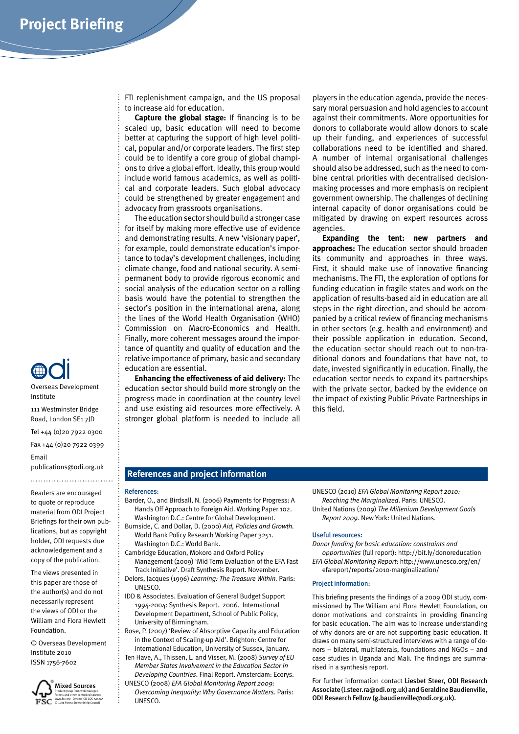FTI replenishment campaign, and the US proposal to increase aid for education.

**Capture the global stage:** If financing is to be scaled up, basic education will need to become better at capturing the support of high political, popular and/or corporate leaders. The first step could be to identify a core group of global champions to drive a global effort. Ideally, this group would include world famous academics, as well as political and corporate leaders. Such global advocacy could be strengthened by greater engagement and advocacy from grassroots organisations.

The education sector should build a stronger case for itself by making more effective use of evidence and demonstrating results. A new 'visionary paper', for example, could demonstrate education's importance to today's development challenges, including climate change, food and national security. A semi-permanent body to provide rigorous economic and social analysis of the education sector on a rolling basis would have the potential to strengthen the sector's position in the international arena, along the lines of the World Health Organisation (WHO) Commission on Macro-Economics and Health. Finally, more coherent messages around the importance of quantity and quality of education and the relative importance of primary, basic and secondary education are essential.

**Enhancing the effectiveness of aid delivery:** The education sector should build more strongly on the progress made in coordination at the country level and use existing aid resources more effectively. A stronger global platform is needed to include all players in the education agenda, provide the necessary moral persuasion and hold agencies to account against their commitments. More opportunities for donors to collaborate would allow donors to scale up their funding, and experiences of successful collaborations need to be identified and shared. A number of internal organisational challenges should also be addressed, such as the need to combine central priorities with decentralised decision-making processes and more emphasis on recipient government ownership. The challenges of declining internal capacity of donor organisations could be mitigated by drawing on expert resources across agencies.

**Expanding the tent: new partners and approaches:** The education sector should broaden its community and approaches in three ways. First, it should make use of innovative financing mechanisms. The FTI, the exploration of options for funding education in fragile states and work on the application of results-based aid in education are all steps in the right direction, and should be accompanied by a critical review of financing mechanisms in other sectors (e.g. health and environment) and their possible application in education. Second, the education sector should reach out to non-traditional donors and foundations that have not, to date, invested significantly in education. Finally, the education sector needs to expand its partnerships with the private sector, backed by the evidence on the impact of existing Public Private Partnerships in this field.

## References and project information

### References:

Barder, O., and Birdsall, N. (2006) Payments for Progress: A Hands Off Approach to Foreign Aid. Working Paper 102. Washington D.C.: Centre for Global Development.

Burnside, C. and Dollar, D. (2000) *Aid, Policies and Growth.* World Bank Policy Research Working Paper 3251. Washington D.C.: World Bank.

Cambridge Education, Mokoro and Oxford Policy Management (2009) 'Mid Term Evaluation of the EFA Fast Track Initiative'. Draft Synthesis Report. November.

Delors, Jacques (1996) *Learning: The Treasure Within.* Paris: UNESCO.

IDD & Associates. Evaluation of General Budget Support 1994-2004: Synthesis Report. 2006. International Development Department, School of Public Policy, University of Birmingham.

Rose, P. (2007) 'Review of Absorptive Capacity and Education in the Context of Scaling-up Aid'. Brighton: Centre for International Education, University of Sussex, January.

Ten Have, A., Thissen, L. and Visser, M. (2008) *Survey of EU Member States Involvement in the Education Sector in Developing Countries*. Final Report. Amsterdam: Ecorys.

UNESCO (2008) *EFA Global Monitoring Report 2009: Overcoming Inequality: Why Governance Matters*. Paris: UNESCO.

UNESCO (2010) *EFA Global Monitoring Report 2010: Reaching the Marginalized.* Paris: UNESCO.

United Nations (2009) *The Millenium Development Goals Report 2009.* New York: United Nations.

### Useful resources:

*Donor funding for basic education: constraints and opportunities* (full report): http://bit.ly/donoreducation

*EFA Global Monitoring Report*: http://www.unesco.org/en/efareport/reports/2010-marginalization/

### Project information:

This briefing presents the findings of a 2009 ODI study, commissioned by The William and Flora Hewlett Foundation, on donor motivations and constraints in providing financing for basic education. The aim was to increase understanding of why donors are or are not supporting basic education. It draws on many semi-structured interviews with a range of donors – bilateral, multilaterals, foundations and NGOs – and case studies in Uganda and Mali. The findings are summarised in a synthesis report.

For further information contact **Liesbet Steer, ODI Research Associate (l.steer.ra@odi.org.uk) and Geraldine Baudienville, ODI Research Fellow (g.baudienville@odi.org.uk).**

---

Overseas Development Institute

111 Westminster Bridge Road, London SE1 7JD

Tel +44 (0)20 7922 0300

Fax +44 (0)20 7922 0399

Email publications@odi.org.uk

Readers are encouraged to quote or reproduce material from ODI Project Briefings for their own publications, but as copyright holder, ODI requests due acknowledgement and a copy of the publication.

The views presented in this paper are those of the author(s) and do not necessarily represent the views of ODI or the William and Flora Hewlett Foundation.

© Overseas Development Institute 2010

ISSN 1756-7602